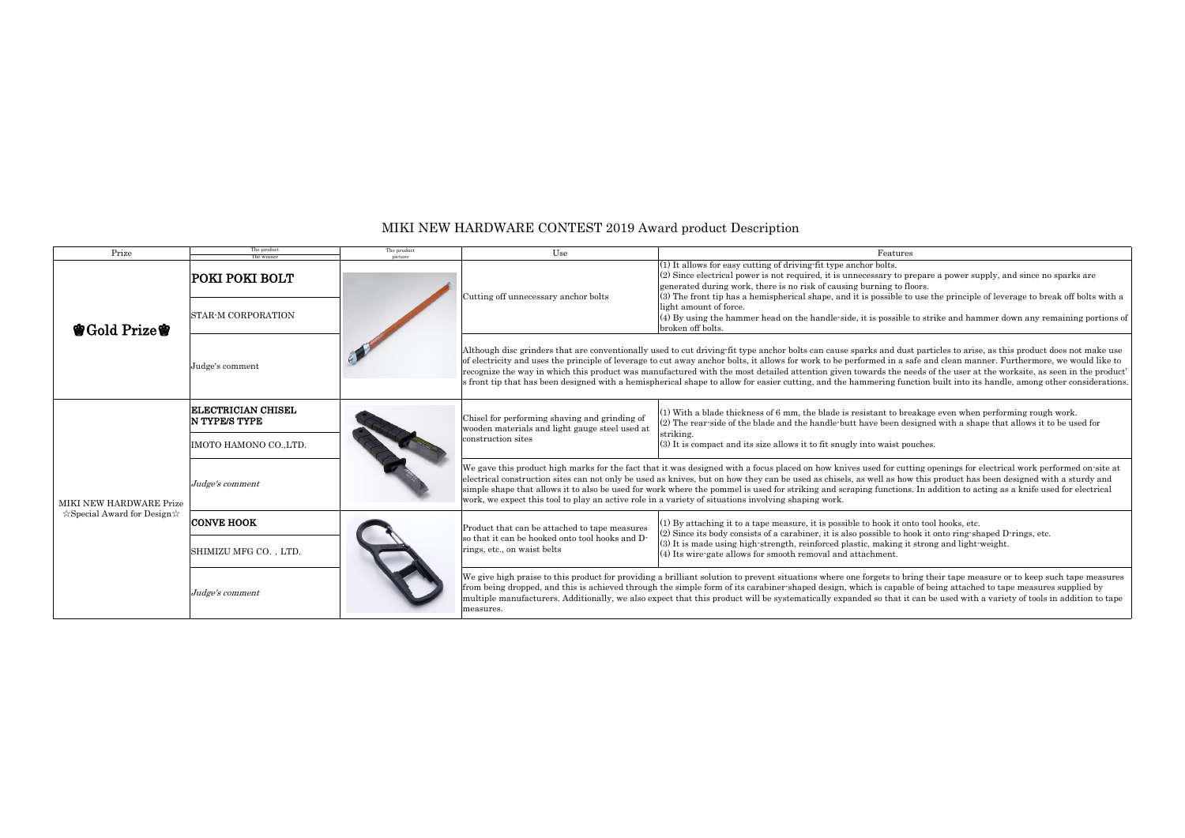# MIKI NEW HARDWARE CONTEST 2019 Award product Description

| Prize | The product / The winner | The product picture | Use | Features |
|---|---|---|---|---|
| 🏵Gold Prize🏵 | **POKI POKI BOLT** | | Cutting off unnecessary anchor bolts | (1) It allows for easy cutting of driving-fit type anchor bolts.<br>(2) Since electrical power is not required, it is unnecessary to prepare a power supply, and since no sparks are generated during work, there is no risk of causing burning to floors.<br>(3) The front tip has a hemispherical shape, and it is possible to use the principle of leverage to break off bolts with a light amount of force.<br>(4) By using the hammer head on the handle-side, it is possible to strike and hammer down any remaining portions of broken off bolts. |
| | STAR-M CORPORATION | | | |
| | Judge's comment | | Although disc grinders that are conventionally used to cut driving-fit type anchor bolts can cause sparks and dust particles to arise, as this product does not make use of electricity and uses the principle of leverage to cut away anchor bolts, it allows for work to be performed in a safe and clean manner. Furthermore, we would like to recognize the way in which this product was manufactured with the most detailed attention given towards the needs of the user at the worksite, as seen in the product's front tip that has been designed with a hemispherical shape to allow for easier cutting, and the hammering function built into its handle, among other considerations. | |
| MIKI NEW HARDWARE Prize ☆Special Award for Design☆ | **ELECTRICIAN CHISEL N TYPE/S TYPE** | | Chisel for performing shaving and grinding of wooden materials and light gauge steel used at construction sites | (1) With a blade thickness of 6 mm, the blade is resistant to breakage even when performing rough work.<br>(2) The rear-side of the blade and the handle-butt have been designed with a shape that allows it to be used for striking.<br>(3) It is compact and its size allows it to fit snugly into waist pouches. |
| | IMOTO HAMONO CO.,LTD. | | | |
| | *Judge's comment* | | We gave this product high marks for the fact that it was designed with a focus placed on how knives used for cutting openings for electrical work performed on-site at electrical construction sites can not only be used as knives, but on how they can be used as chisels, as well as how this product has been designed with a sturdy and simple shape that allows it to also be used for work where the pommel is used for striking and scraping functions. In addition to acting as a knife used for electrical work, we expect this tool to play an active role in a variety of situations involving shaping work. | |
| | **CONVE HOOK** | | Product that can be attached to tape measures so that it can be hooked onto tool hooks and D-rings, etc., on waist belts | (1) By attaching it to a tape measure, it is possible to hook it onto tool hooks, etc.<br>(2) Since its body consists of a carabiner, it is also possible to hook it onto ring-shaped D-rings, etc.<br>(3) It is made using high-strength, reinforced plastic, making it strong and light-weight.<br>(4) Its wire-gate allows for smooth removal and attachment. |
| | SHIMIZU MFG CO．, LTD. | | | |
| | *Judge's comment* | | We give high praise to this product for providing a brilliant solution to prevent situations where one forgets to bring their tape measure or to keep such tape measures from being dropped, and this is achieved through the simple form of its carabiner-shaped design, which is capable of being attached to tape measures supplied by multiple manufacturers. Additionally, we also expect that this product will be systematically expanded so that it can be used with a variety of tools in addition to tape measures. | |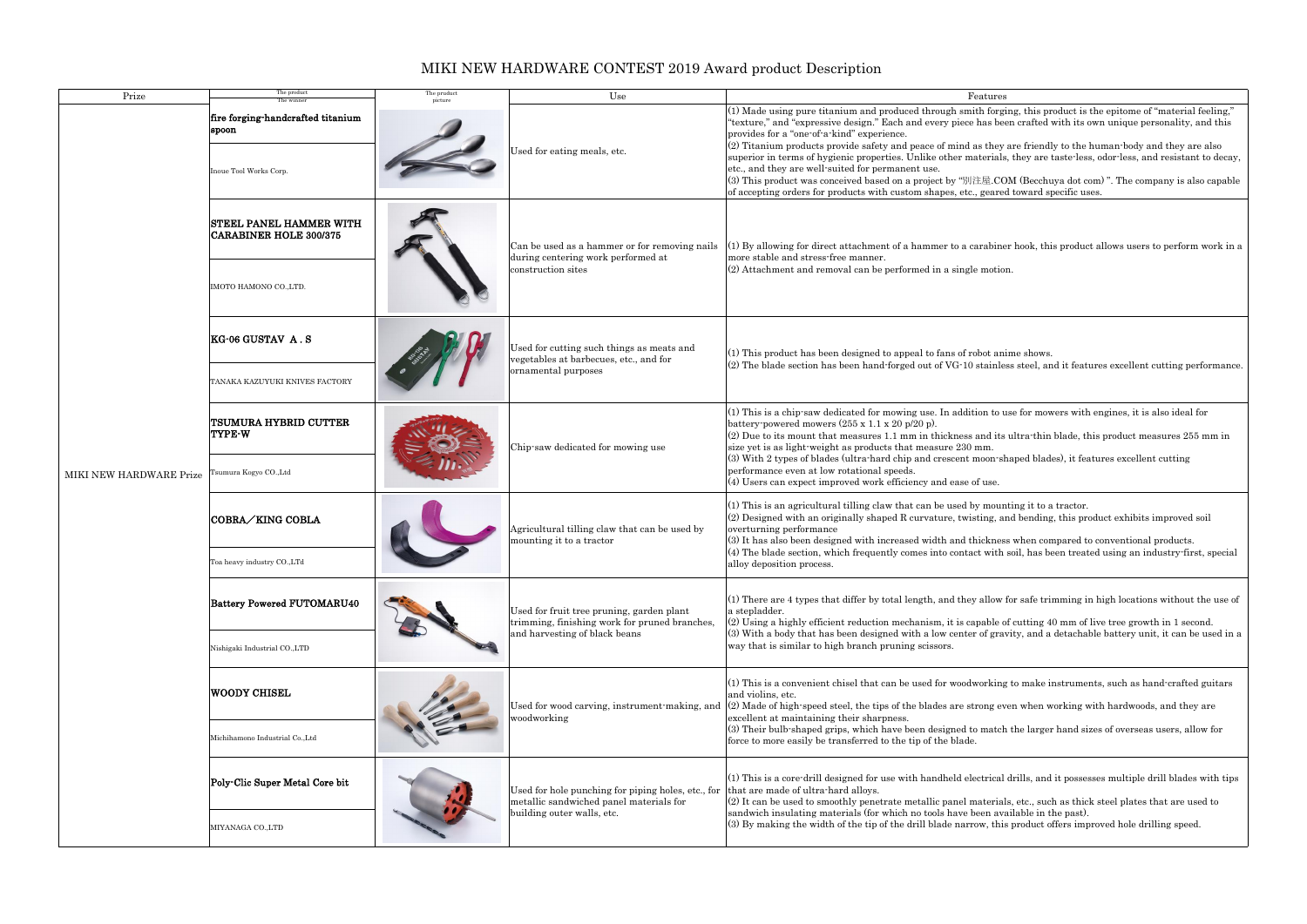# MIKI NEW HARDWARE CONTEST 2019 Award product Description

| Prize | The product / The winner | The product picture | Use | Features |
|---|---|---|---|---|
| MIKI NEW HARDWARE Prize | **fire forging-handcrafted titanium spoon**<br>Inoue Tool Works Corp. | | Used for eating meals, etc. | (1) Made using pure titanium and produced through smith forging, this product is the epitome of "material feeling," "texture," and "expressive design." Each and every piece has been crafted with its own unique personality, and this provides for a "one-of-a-kind" experience.<br>(2) Titanium products provide safety and peace of mind as they are friendly to the human-body and they are also superior in terms of hygienic properties. Unlike other materials, they are taste-less, odor-less, and resistant to decay, etc., and they are well-suited for permanent use.<br>(3) This product was conceived based on a project by "別注屋.COM (Becchuya dot com) ". The company is also capable of accepting orders for products with custom shapes, etc., geared toward specific uses. |
| | **STEEL PANEL HAMMER WITH CARABINER HOLE 300/375**<br>IMOTO HAMONO CO.,LTD. | | Can be used as a hammer or for removing nails during centering work performed at construction sites | (1) By allowing for direct attachment of a hammer to a carabiner hook, this product allows users to perform work in a more stable and stress-free manner.<br>(2) Attachment and removal can be performed in a single motion. |
| | **KG-06 GUSTAV A . S**<br>TANAKA KAZUYUKI KNIVES FACTORY | | Used for cutting such things as meats and vegetables at barbecues, etc., and for ornamental purposes | (1) This product has been designed to appeal to fans of robot anime shows.<br>(2) The blade section has been hand-forged out of VG-10 stainless steel, and it features excellent cutting performance. |
| | **TSUMURA HYBRID CUTTER TYPE-W**<br>Tsumura Kogyo CO.,Ltd | | Chip-saw dedicated for mowing use | (1) This is a chip-saw dedicated for mowing use. In addition to use for mowers with engines, it is also ideal for battery-powered mowers (255 x 1.1 x 20 p/20 p).<br>(2) Due to its mount that measures 1.1 mm in thickness and its ultra-thin blade, this product measures 255 mm in size yet is as light-weight as products that measure 230 mm.<br>(3) With 2 types of blades (ultra-hard chip and crescent moon-shaped blades), it features excellent cutting performance even at low rotational speeds.<br>(4) Users can expect improved work efficiency and ease of use. |
| | **COBRA／KING COBLA**<br>Toa heavy industry CO.,LTd | | Agricultural tilling claw that can be used by mounting it to a tractor | (1) This is an agricultural tilling claw that can be used by mounting it to a tractor.<br>(2) Designed with an originally shaped R curvature, twisting, and bending, this product exhibits improved soil overturning performance<br>(3) It has also been designed with increased width and thickness when compared to conventional products.<br>(4) The blade section, which frequently comes into contact with soil, has been treated using an industry-first, special alloy deposition process. |
| | **Battery Powered FUTOMARU40**<br>Nishigaki Industrial CO.,LTD | | Used for fruit tree pruning, garden plant trimming, finishing work for pruned branches, and harvesting of black beans | (1) There are 4 types that differ by total length, and they allow for safe trimming in high locations without the use of a stepladder.<br>(2) Using a highly efficient reduction mechanism, it is capable of cutting 40 mm of live tree growth in 1 second.<br>(3) With a body that has been designed with a low center of gravity, and a detachable battery unit, it can be used in a way that is similar to high branch pruning scissors. |
| | **WOODY CHISEL**<br>Michihamono Industrial Co.,Ltd | | Used for wood carving, instrument-making, and woodworking | (1) This is a convenient chisel that can be used for woodworking to make instruments, such as hand-crafted guitars and violins, etc.<br>(2) Made of high-speed steel, the tips of the blades are strong even when working with hardwoods, and they are excellent at maintaining their sharpness.<br>(3) Their bulb-shaped grips, which have been designed to match the larger hand sizes of overseas users, allow for force to more easily be transferred to the tip of the blade. |
| | **Poly-Clic Super Metal Core bit**<br>MIYANAGA CO.,LTD | | Used for hole punching for piping holes, etc., for metallic sandwiched panel materials for building outer walls, etc. | (1) This is a core-drill designed for use with handheld electrical drills, and it possesses multiple drill blades with tips that are made of ultra-hard alloys.<br>(2) It can be used to smoothly penetrate metallic panel materials, etc., such as thick steel plates that are used to sandwich insulating materials (for which no tools have been available in the past).<br>(3) By making the width of the tip of the drill blade narrow, this product offers improved hole drilling speed. |